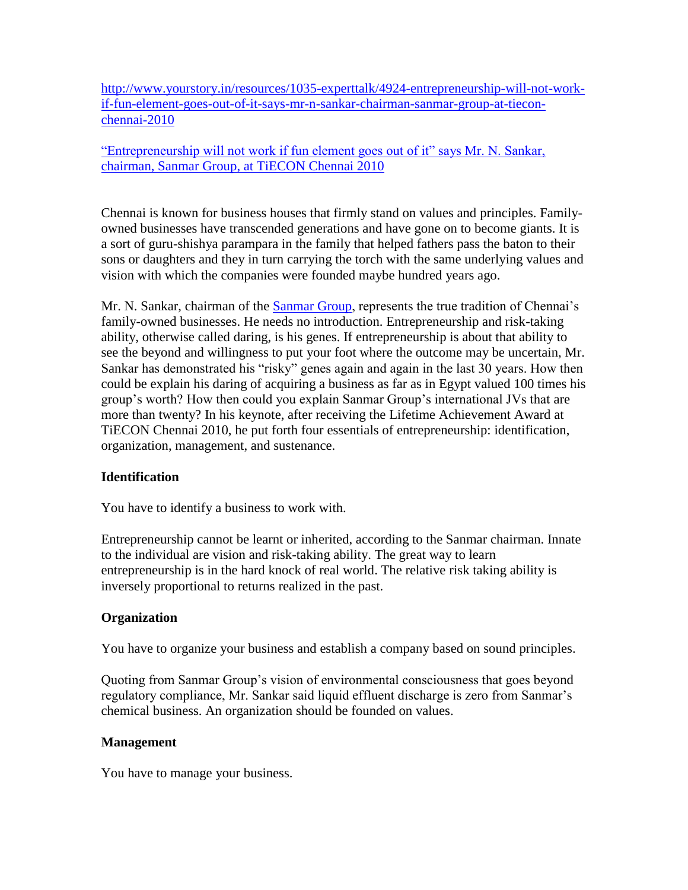[http://www.yourstory.in/resources/1035-experttalk/4924-entrepreneurship-will-not-work-if-fun-element-goes-out-of-it-says-mr-n-sankar-chairman-sanmar-group-at-tiecon-chennai-2010](http://www.yourstory.in/resources/1035-experttalk/4924-entrepreneurship-will-not-work-if-fun-element-goes-out-of-it-says-mr-n-sankar-chairman-sanmar-group-at-tiecon-chennai-2010)

["Entrepreneurship will not work if fun element goes out of it" says Mr. N. Sankar, chairman, Sanmar Group, at TiECON Chennai 2010](http://www.yourstory.in/resources/1035-experttalk/4924-entrepreneurship-will-not-work-if-fun-element-goes-out-of-it-says-mr-n-sankar-chairman-sanmar-group-at-tiecon-chennai-2010)

Chennai is known for business houses that firmly stand on values and principles. Family-owned businesses have transcended generations and have gone on to become giants. It is a sort of guru-shishya parampara in the family that helped fathers pass the baton to their sons or daughters and they in turn carrying the torch with the same underlying values and vision with which the companies were founded maybe hundred years ago.

Mr. N. Sankar, chairman of the Sanmar Group, represents the true tradition of Chennai's family-owned businesses. He needs no introduction. Entrepreneurship and risk-taking ability, otherwise called daring, is his genes. If entrepreneurship is about that ability to see the beyond and willingness to put your foot where the outcome may be uncertain, Mr. Sankar has demonstrated his "risky" genes again and again in the last 30 years. How then could be explain his daring of acquiring a business as far as in Egypt valued 100 times his group's worth? How then could you explain Sanmar Group's international JVs that are more than twenty? In his keynote, after receiving the Lifetime Achievement Award at TiECON Chennai 2010, he put forth four essentials of entrepreneurship: identification, organization, management, and sustenance.

**Identification**

You have to identify a business to work with.

Entrepreneurship cannot be learnt or inherited, according to the Sanmar chairman. Innate to the individual are vision and risk-taking ability. The great way to learn entrepreneurship is in the hard knock of real world. The relative risk taking ability is inversely proportional to returns realized in the past.

**Organization**

You have to organize your business and establish a company based on sound principles.

Quoting from Sanmar Group's vision of environmental consciousness that goes beyond regulatory compliance, Mr. Sankar said liquid effluent discharge is zero from Sanmar's chemical business. An organization should be founded on values.

**Management**

You have to manage your business.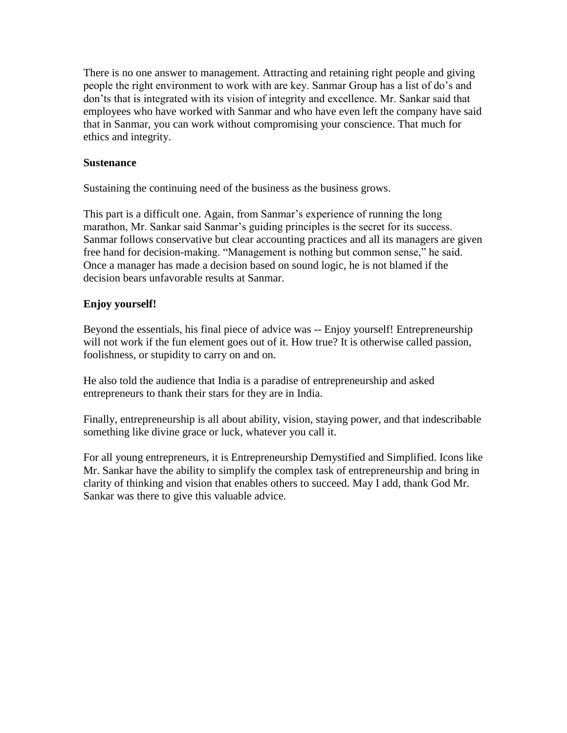There is no one answer to management. Attracting and retaining right people and giving people the right environment to work with are key. Sanmar Group has a list of do's and don'ts that is integrated with its vision of integrity and excellence. Mr. Sankar said that employees who have worked with Sanmar and who have even left the company have said that in Sanmar, you can work without compromising your conscience. That much for ethics and integrity.

**Sustenance**

Sustaining the continuing need of the business as the business grows.

This part is a difficult one. Again, from Sanmar's experience of running the long marathon, Mr. Sankar said Sanmar's guiding principles is the secret for its success. Sanmar follows conservative but clear accounting practices and all its managers are given free hand for decision-making. "Management is nothing but common sense," he said. Once a manager has made a decision based on sound logic, he is not blamed if the decision bears unfavorable results at Sanmar.

**Enjoy yourself!**

Beyond the essentials, his final piece of advice was -- Enjoy yourself! Entrepreneurship will not work if the fun element goes out of it. How true? It is otherwise called passion, foolishness, or stupidity to carry on and on.

He also told the audience that India is a paradise of entrepreneurship and asked entrepreneurs to thank their stars for they are in India.

Finally, entrepreneurship is all about ability, vision, staying power, and that indescribable something like divine grace or luck, whatever you call it.

For all young entrepreneurs, it is Entrepreneurship Demystified and Simplified. Icons like Mr. Sankar have the ability to simplify the complex task of entrepreneurship and bring in clarity of thinking and vision that enables others to succeed. May I add, thank God Mr. Sankar was there to give this valuable advice.